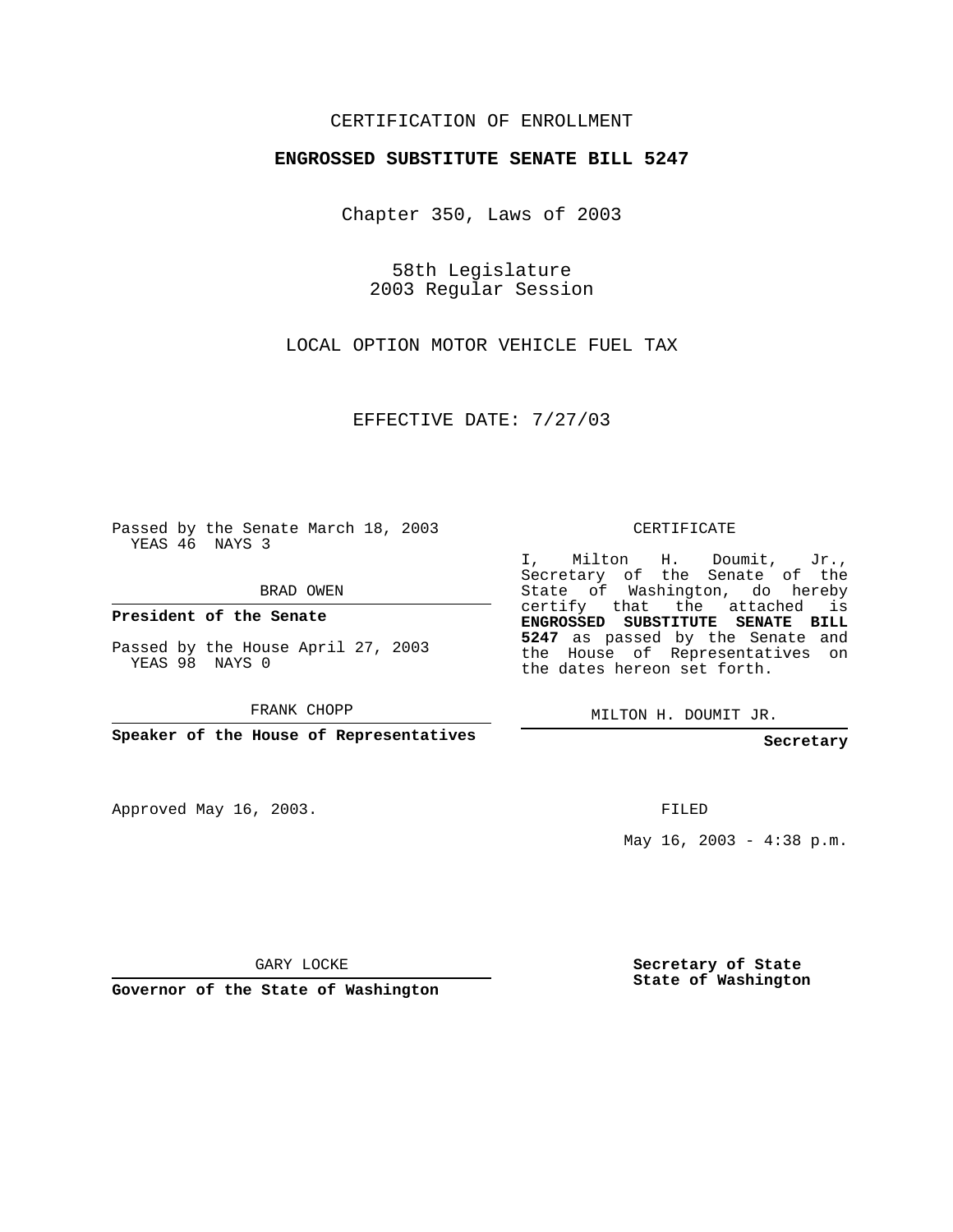CERTIFICATION OF ENROLLMENT

**ENGROSSED SUBSTITUTE SENATE BILL 5247**

Chapter 350, Laws of 2003

58th Legislature
2003 Regular Session

LOCAL OPTION MOTOR VEHICLE FUEL TAX

EFFECTIVE DATE: 7/27/03

Passed by the Senate March 18, 2003
YEAS 46 NAYS 3

BRAD OWEN

**President of the Senate**

Passed by the House April 27, 2003
YEAS 98 NAYS 0

FRANK CHOPP

**Speaker of the House of Representatives**

Approved May 16, 2003.

GARY LOCKE

**Governor of the State of Washington**

CERTIFICATE

I, Milton H. Doumit, Jr., Secretary of the Senate of the State of Washington, do hereby certify that the attached is **ENGROSSED SUBSTITUTE SENATE BILL 5247** as passed by the Senate and the House of Representatives on the dates hereon set forth.

MILTON H. DOUMIT JR.

**Secretary**

FILED

May 16, 2003 - 4:38 p.m.

**Secretary of State**
**State of Washington**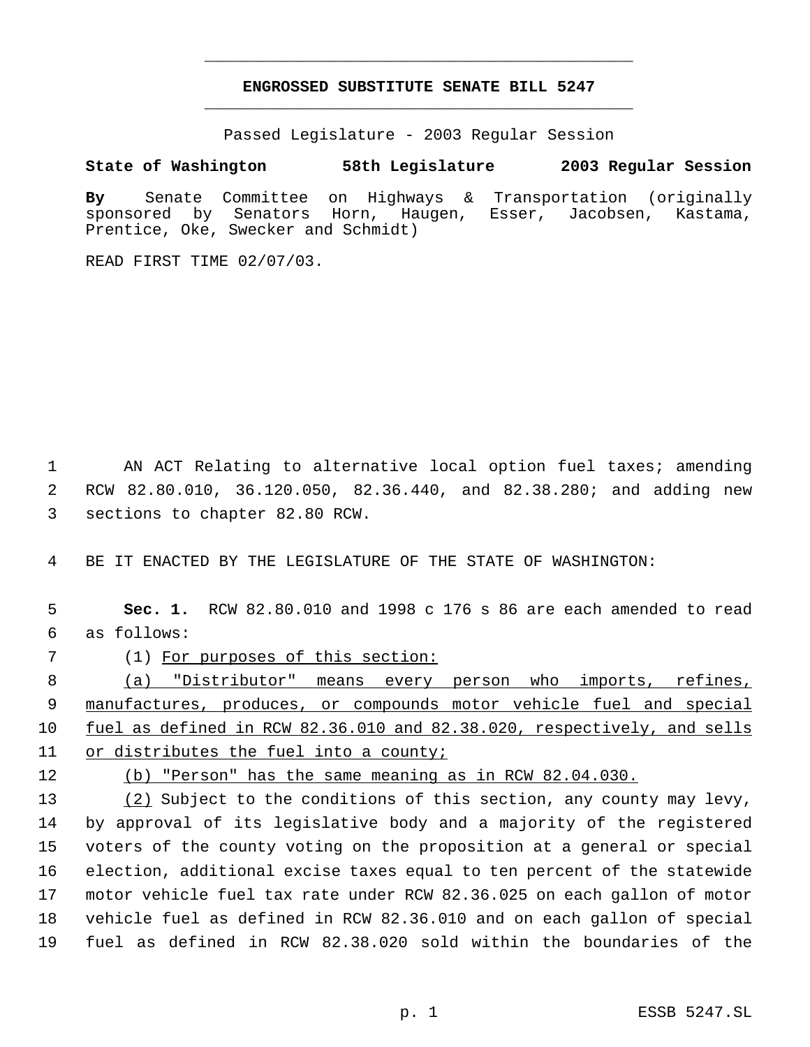# ENGROSSED SUBSTITUTE SENATE BILL 5247

Passed Legislature - 2003 Regular Session

**State of Washington 58th Legislature 2003 Regular Session**

**By** Senate Committee on Highways & Transportation (originally sponsored by Senators Horn, Haugen, Esser, Jacobsen, Kastama, Prentice, Oke, Swecker and Schmidt)

READ FIRST TIME 02/07/03.

1 AN ACT Relating to alternative local option fuel taxes; amending
2 RCW 82.80.010, 36.120.050, 82.36.440, and 82.38.280; and adding new
3 sections to chapter 82.80 RCW.

4 BE IT ENACTED BY THE LEGISLATURE OF THE STATE OF WASHINGTON:

5 **Sec. 1.** RCW 82.80.010 and 1998 c 176 s 86 are each amended to read
6 as follows:

7 (1) <u>For purposes of this section:</u>

8 <u>(a) "Distributor" means every person who imports, refines,</u>
9 <u>manufactures, produces, or compounds motor vehicle fuel and special</u>
10 <u>fuel as defined in RCW 82.36.010 and 82.38.020, respectively, and sells</u>
11 <u>or distributes the fuel into a county;</u>

12 <u>(b) "Person" has the same meaning as in RCW 82.04.030.</u>

13 <u>(2)</u> Subject to the conditions of this section, any county may levy,
14 by approval of its legislative body and a majority of the registered
15 voters of the county voting on the proposition at a general or special
16 election, additional excise taxes equal to ten percent of the statewide
17 motor vehicle fuel tax rate under RCW 82.36.025 on each gallon of motor
18 vehicle fuel as defined in RCW 82.36.010 and on each gallon of special
19 fuel as defined in RCW 82.38.020 sold within the boundaries of the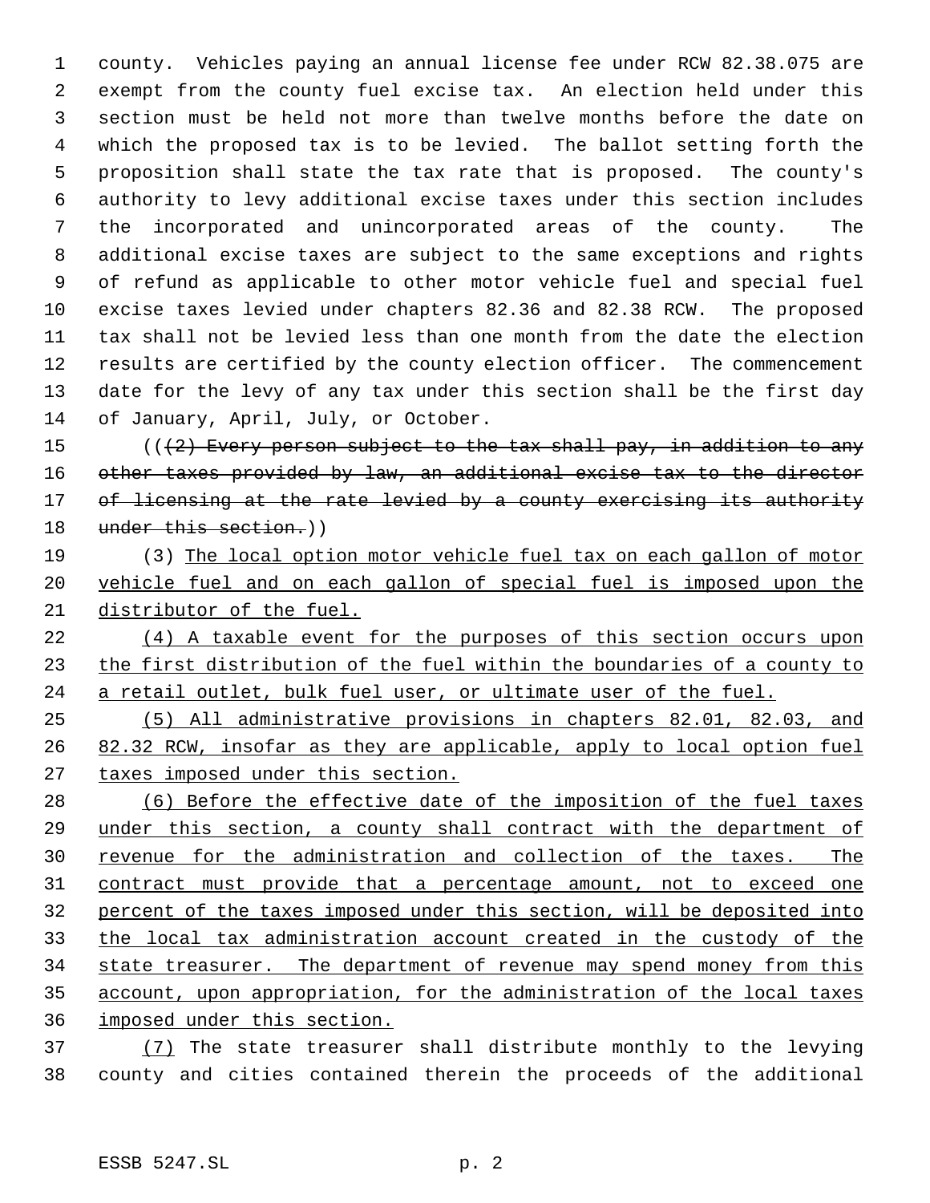county. Vehicles paying an annual license fee under RCW 82.38.075 are exempt from the county fuel excise tax. An election held under this section must be held not more than twelve months before the date on which the proposed tax is to be levied. The ballot setting forth the proposition shall state the tax rate that is proposed. The county's authority to levy additional excise taxes under this section includes the incorporated and unincorporated areas of the county. The additional excise taxes are subject to the same exceptions and rights of refund as applicable to other motor vehicle fuel and special fuel excise taxes levied under chapters 82.36 and 82.38 RCW. The proposed tax shall not be levied less than one month from the date the election results are certified by the county election officer. The commencement date for the levy of any tax under this section shall be the first day of January, April, July, or October.

((~~(2) Every person subject to the tax shall pay, in addition to any other taxes provided by law, an additional excise tax to the director of licensing at the rate levied by a county exercising its authority under this section.~~))

(3) The local option motor vehicle fuel tax on each gallon of motor vehicle fuel and on each gallon of special fuel is imposed upon the distributor of the fuel.

(4) A taxable event for the purposes of this section occurs upon the first distribution of the fuel within the boundaries of a county to a retail outlet, bulk fuel user, or ultimate user of the fuel.

(5) All administrative provisions in chapters 82.01, 82.03, and 82.32 RCW, insofar as they are applicable, apply to local option fuel taxes imposed under this section.

(6) Before the effective date of the imposition of the fuel taxes under this section, a county shall contract with the department of revenue for the administration and collection of the taxes. The contract must provide that a percentage amount, not to exceed one percent of the taxes imposed under this section, will be deposited into the local tax administration account created in the custody of the state treasurer. The department of revenue may spend money from this account, upon appropriation, for the administration of the local taxes imposed under this section.

(7) The state treasurer shall distribute monthly to the levying county and cities contained therein the proceeds of the additional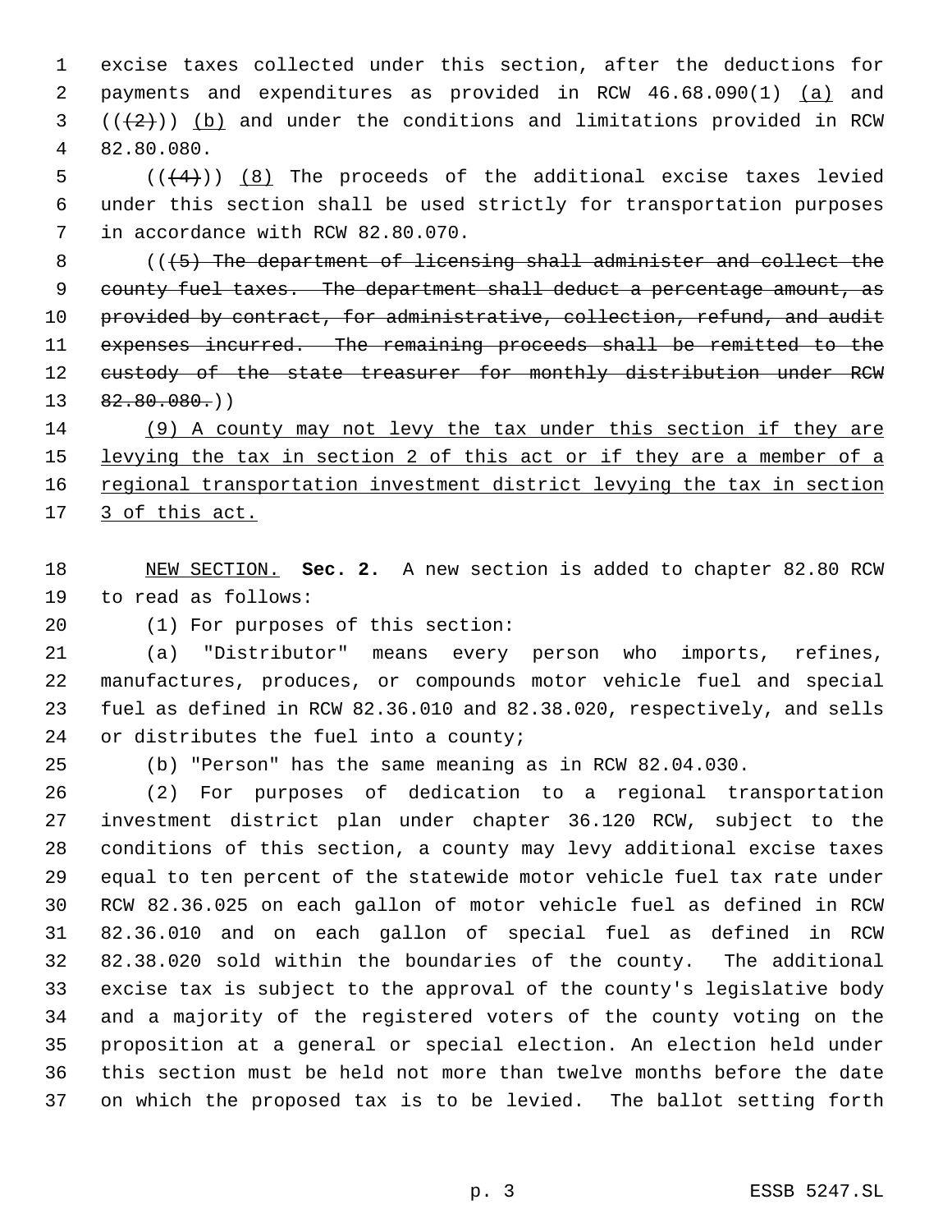excise taxes collected under this section, after the deductions for payments and expenditures as provided in RCW 46.68.090(1) (a) and ((~~(2)~~)) (b) and under the conditions and limitations provided in RCW 82.80.080.

((~~(4)~~)) (8) The proceeds of the additional excise taxes levied under this section shall be used strictly for transportation purposes in accordance with RCW 82.80.070.

((~~(5) The department of licensing shall administer and collect the county fuel taxes. The department shall deduct a percentage amount, as provided by contract, for administrative, collection, refund, and audit expenses incurred. The remaining proceeds shall be remitted to the custody of the state treasurer for monthly distribution under RCW 82.80.080.~~))

(9) A county may not levy the tax under this section if they are levying the tax in section 2 of this act or if they are a member of a regional transportation investment district levying the tax in section 3 of this act.

NEW SECTION. **Sec. 2.** A new section is added to chapter 82.80 RCW to read as follows:

(1) For purposes of this section:

(a) "Distributor" means every person who imports, refines, manufactures, produces, or compounds motor vehicle fuel and special fuel as defined in RCW 82.36.010 and 82.38.020, respectively, and sells or distributes the fuel into a county;

(b) "Person" has the same meaning as in RCW 82.04.030.

(2) For purposes of dedication to a regional transportation investment district plan under chapter 36.120 RCW, subject to the conditions of this section, a county may levy additional excise taxes equal to ten percent of the statewide motor vehicle fuel tax rate under RCW 82.36.025 on each gallon of motor vehicle fuel as defined in RCW 82.36.010 and on each gallon of special fuel as defined in RCW 82.38.020 sold within the boundaries of the county. The additional excise tax is subject to the approval of the county's legislative body and a majority of the registered voters of the county voting on the proposition at a general or special election. An election held under this section must be held not more than twelve months before the date on which the proposed tax is to be levied. The ballot setting forth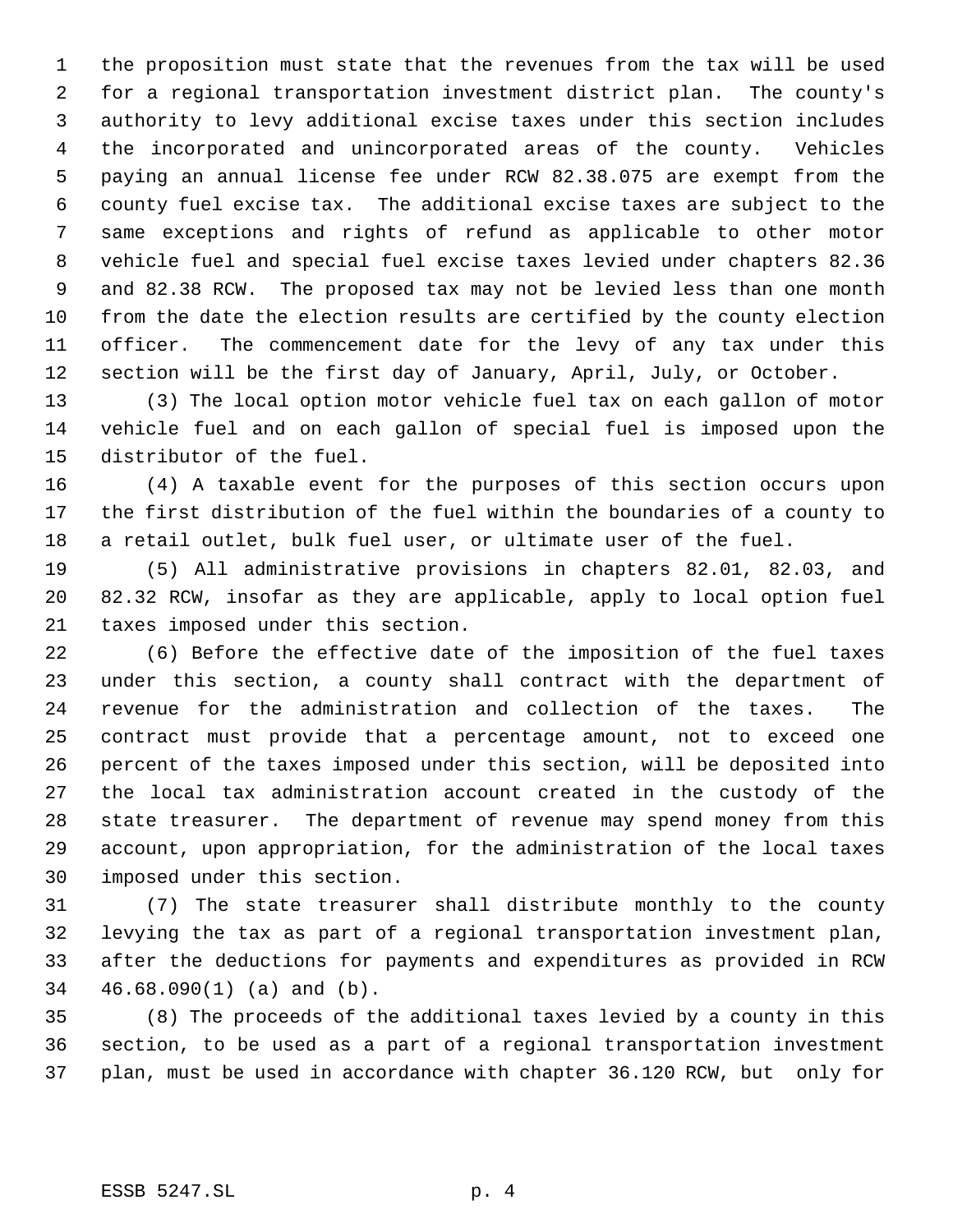the proposition must state that the revenues from the tax will be used for a regional transportation investment district plan. The county's authority to levy additional excise taxes under this section includes the incorporated and unincorporated areas of the county. Vehicles paying an annual license fee under RCW 82.38.075 are exempt from the county fuel excise tax. The additional excise taxes are subject to the same exceptions and rights of refund as applicable to other motor vehicle fuel and special fuel excise taxes levied under chapters 82.36 and 82.38 RCW. The proposed tax may not be levied less than one month from the date the election results are certified by the county election officer. The commencement date for the levy of any tax under this section will be the first day of January, April, July, or October.

(3) The local option motor vehicle fuel tax on each gallon of motor vehicle fuel and on each gallon of special fuel is imposed upon the distributor of the fuel.

(4) A taxable event for the purposes of this section occurs upon the first distribution of the fuel within the boundaries of a county to a retail outlet, bulk fuel user, or ultimate user of the fuel.

(5) All administrative provisions in chapters 82.01, 82.03, and 82.32 RCW, insofar as they are applicable, apply to local option fuel taxes imposed under this section.

(6) Before the effective date of the imposition of the fuel taxes under this section, a county shall contract with the department of revenue for the administration and collection of the taxes. The contract must provide that a percentage amount, not to exceed one percent of the taxes imposed under this section, will be deposited into the local tax administration account created in the custody of the state treasurer. The department of revenue may spend money from this account, upon appropriation, for the administration of the local taxes imposed under this section.

(7) The state treasurer shall distribute monthly to the county levying the tax as part of a regional transportation investment plan, after the deductions for payments and expenditures as provided in RCW 46.68.090(1) (a) and (b).

(8) The proceeds of the additional taxes levied by a county in this section, to be used as a part of a regional transportation investment plan, must be used in accordance with chapter 36.120 RCW, but only for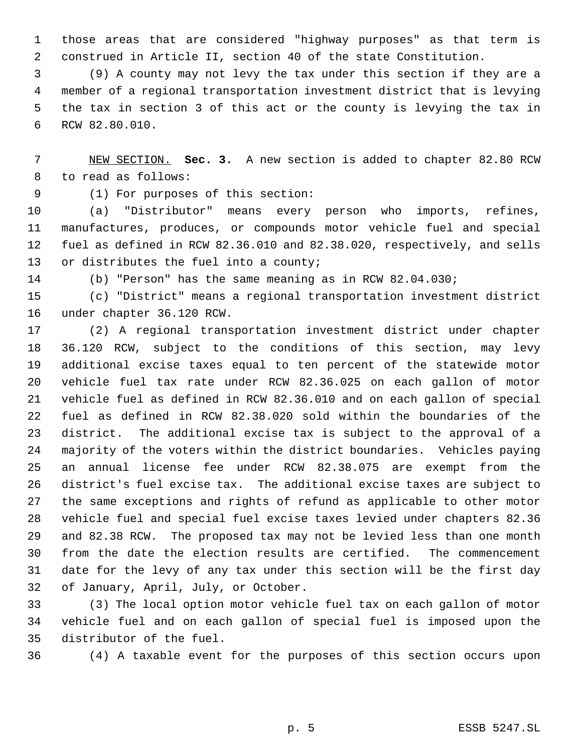those areas that are considered "highway purposes" as that term is construed in Article II, section 40 of the state Constitution.

(9) A county may not levy the tax under this section if they are a member of a regional transportation investment district that is levying the tax in section 3 of this act or the county is levying the tax in RCW 82.80.010.

NEW SECTION. **Sec. 3.** A new section is added to chapter 82.80 RCW to read as follows:

(1) For purposes of this section:

(a) "Distributor" means every person who imports, refines, manufactures, produces, or compounds motor vehicle fuel and special fuel as defined in RCW 82.36.010 and 82.38.020, respectively, and sells or distributes the fuel into a county;

(b) "Person" has the same meaning as in RCW 82.04.030;

(c) "District" means a regional transportation investment district under chapter 36.120 RCW.

(2) A regional transportation investment district under chapter 36.120 RCW, subject to the conditions of this section, may levy additional excise taxes equal to ten percent of the statewide motor vehicle fuel tax rate under RCW 82.36.025 on each gallon of motor vehicle fuel as defined in RCW 82.36.010 and on each gallon of special fuel as defined in RCW 82.38.020 sold within the boundaries of the district. The additional excise tax is subject to the approval of a majority of the voters within the district boundaries. Vehicles paying an annual license fee under RCW 82.38.075 are exempt from the district's fuel excise tax. The additional excise taxes are subject to the same exceptions and rights of refund as applicable to other motor vehicle fuel and special fuel excise taxes levied under chapters 82.36 and 82.38 RCW. The proposed tax may not be levied less than one month from the date the election results are certified. The commencement date for the levy of any tax under this section will be the first day of January, April, July, or October.

(3) The local option motor vehicle fuel tax on each gallon of motor vehicle fuel and on each gallon of special fuel is imposed upon the distributor of the fuel.

(4) A taxable event for the purposes of this section occurs upon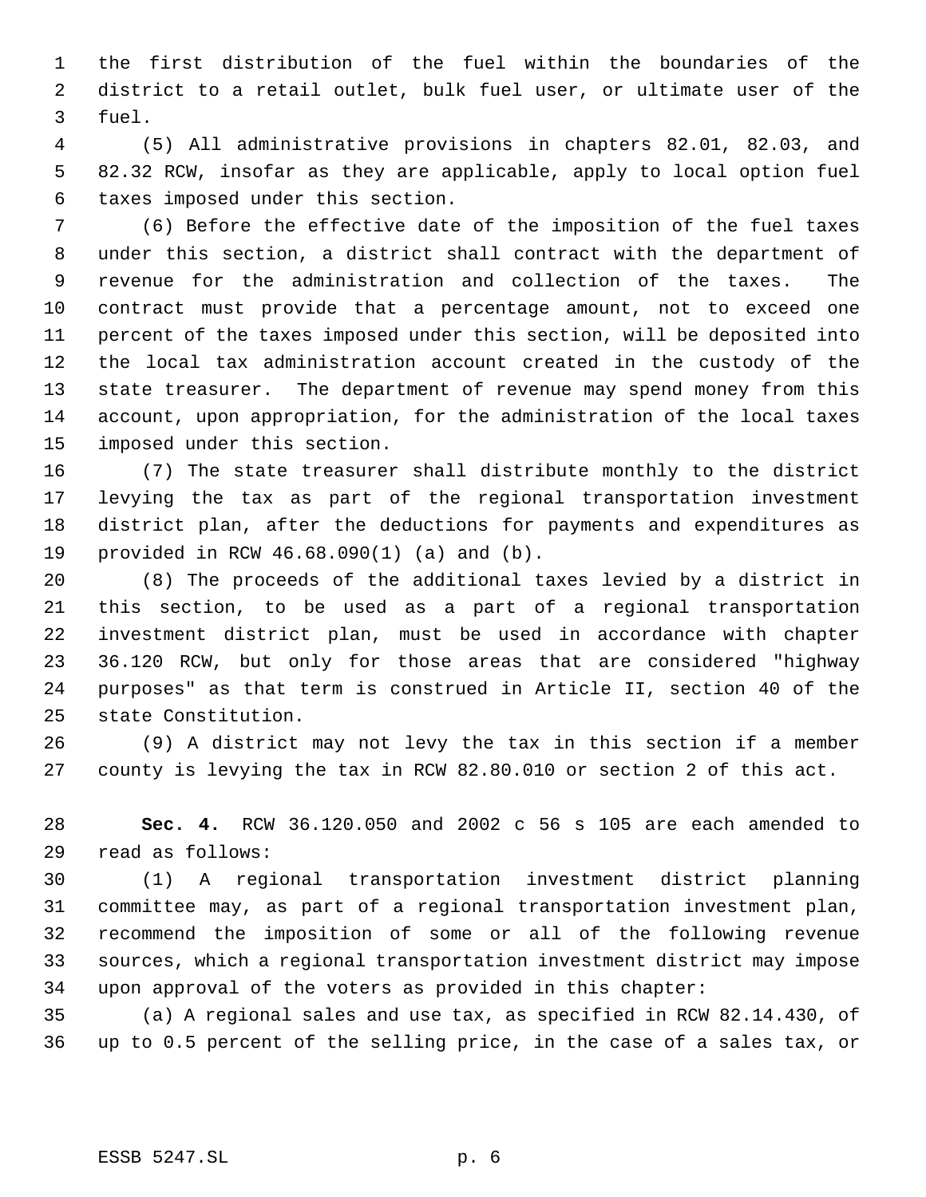the first distribution of the fuel within the boundaries of the district to a retail outlet, bulk fuel user, or ultimate user of the fuel.

(5) All administrative provisions in chapters 82.01, 82.03, and 82.32 RCW, insofar as they are applicable, apply to local option fuel taxes imposed under this section.

(6) Before the effective date of the imposition of the fuel taxes under this section, a district shall contract with the department of revenue for the administration and collection of the taxes. The contract must provide that a percentage amount, not to exceed one percent of the taxes imposed under this section, will be deposited into the local tax administration account created in the custody of the state treasurer. The department of revenue may spend money from this account, upon appropriation, for the administration of the local taxes imposed under this section.

(7) The state treasurer shall distribute monthly to the district levying the tax as part of the regional transportation investment district plan, after the deductions for payments and expenditures as provided in RCW 46.68.090(1) (a) and (b).

(8) The proceeds of the additional taxes levied by a district in this section, to be used as a part of a regional transportation investment district plan, must be used in accordance with chapter 36.120 RCW, but only for those areas that are considered "highway purposes" as that term is construed in Article II, section 40 of the state Constitution.

(9) A district may not levy the tax in this section if a member county is levying the tax in RCW 82.80.010 or section 2 of this act.

**Sec. 4.** RCW 36.120.050 and 2002 c 56 s 105 are each amended to read as follows:

(1) A regional transportation investment district planning committee may, as part of a regional transportation investment plan, recommend the imposition of some or all of the following revenue sources, which a regional transportation investment district may impose upon approval of the voters as provided in this chapter:

(a) A regional sales and use tax, as specified in RCW 82.14.430, of up to 0.5 percent of the selling price, in the case of a sales tax, or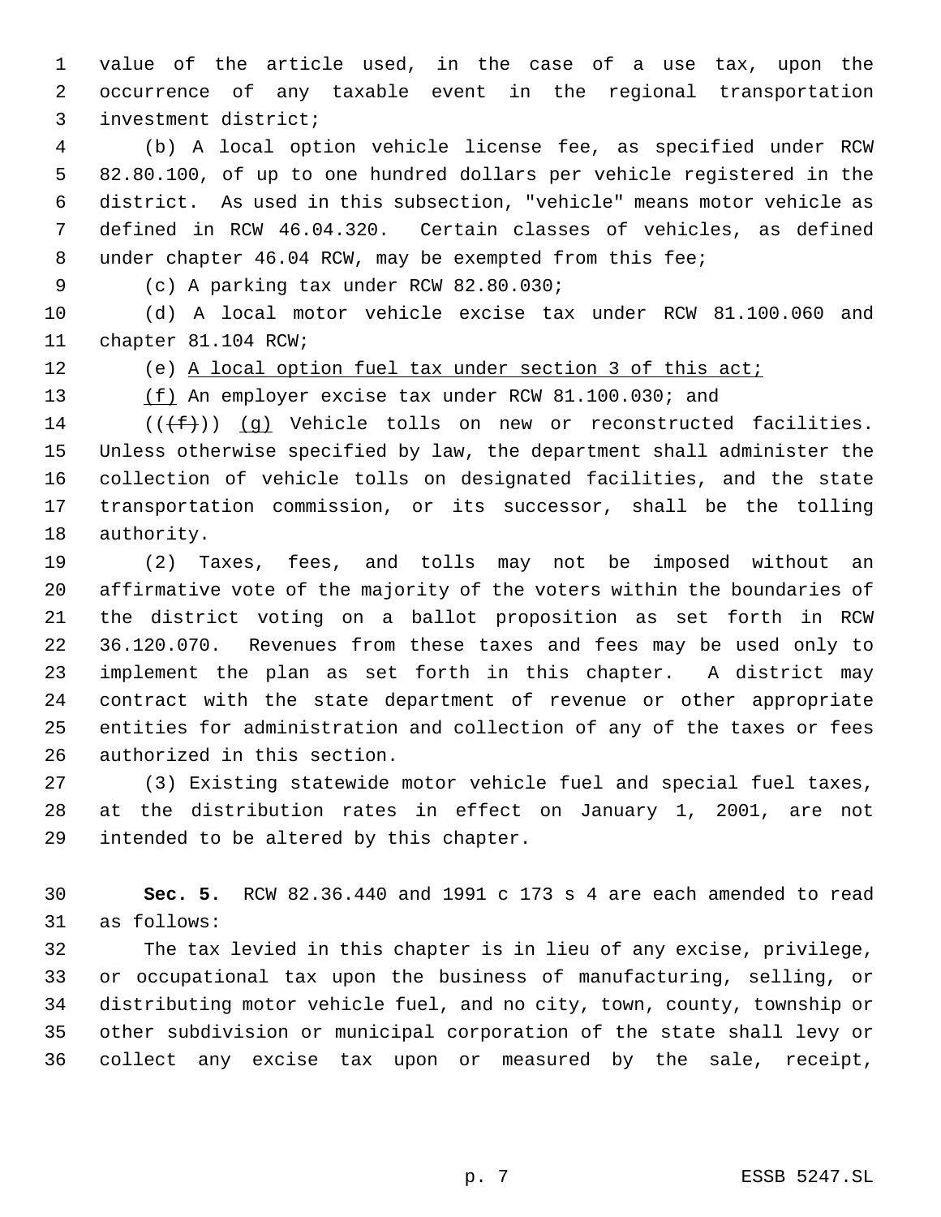value of the article used, in the case of a use tax, upon the occurrence of any taxable event in the regional transportation investment district;

(b) A local option vehicle license fee, as specified under RCW 82.80.100, of up to one hundred dollars per vehicle registered in the district. As used in this subsection, "vehicle" means motor vehicle as defined in RCW 46.04.320. Certain classes of vehicles, as defined under chapter 46.04 RCW, may be exempted from this fee;

(c) A parking tax under RCW 82.80.030;

(d) A local motor vehicle excise tax under RCW 81.100.060 and chapter 81.104 RCW;

(e) <u>A local option fuel tax under section 3 of this act;</u>

<u>(f)</u> An employer excise tax under RCW 81.100.030; and

((~~(f)~~)) <u>(g)</u> Vehicle tolls on new or reconstructed facilities. Unless otherwise specified by law, the department shall administer the collection of vehicle tolls on designated facilities, and the state transportation commission, or its successor, shall be the tolling authority.

(2) Taxes, fees, and tolls may not be imposed without an affirmative vote of the majority of the voters within the boundaries of the district voting on a ballot proposition as set forth in RCW 36.120.070. Revenues from these taxes and fees may be used only to implement the plan as set forth in this chapter. A district may contract with the state department of revenue or other appropriate entities for administration and collection of any of the taxes or fees authorized in this section.

(3) Existing statewide motor vehicle fuel and special fuel taxes, at the distribution rates in effect on January 1, 2001, are not intended to be altered by this chapter.

**Sec. 5.** RCW 82.36.440 and 1991 c 173 s 4 are each amended to read as follows:

The tax levied in this chapter is in lieu of any excise, privilege, or occupational tax upon the business of manufacturing, selling, or distributing motor vehicle fuel, and no city, town, county, township or other subdivision or municipal corporation of the state shall levy or collect any excise tax upon or measured by the sale, receipt,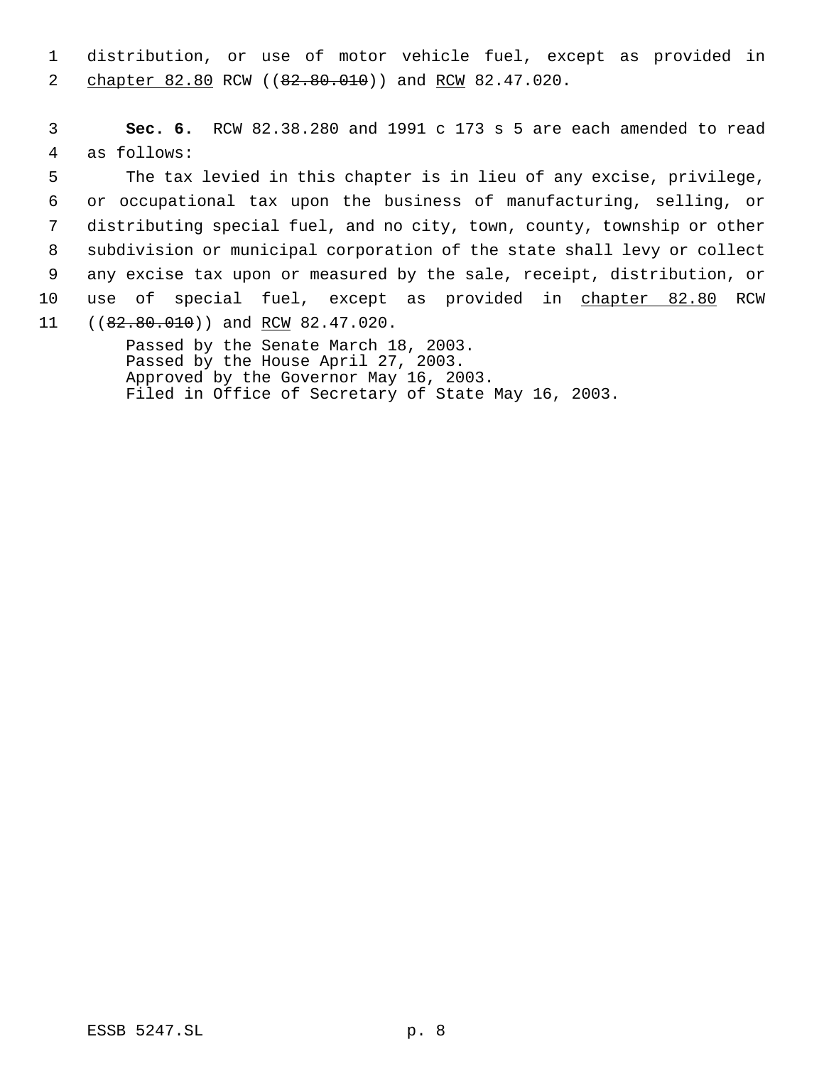distribution, or use of motor vehicle fuel, except as provided in chapter 82.80 RCW ((~~82.80.010~~)) and RCW 82.47.020.

**Sec. 6.** RCW 82.38.280 and 1991 c 173 s 5 are each amended to read as follows:

The tax levied in this chapter is in lieu of any excise, privilege, or occupational tax upon the business of manufacturing, selling, or distributing special fuel, and no city, town, county, township or other subdivision or municipal corporation of the state shall levy or collect any excise tax upon or measured by the sale, receipt, distribution, or use of special fuel, except as provided in chapter 82.80 RCW ((~~82.80.010~~)) and RCW 82.47.020.

Passed by the Senate March 18, 2003.
Passed by the House April 27, 2003.
Approved by the Governor May 16, 2003.
Filed in Office of Secretary of State May 16, 2003.